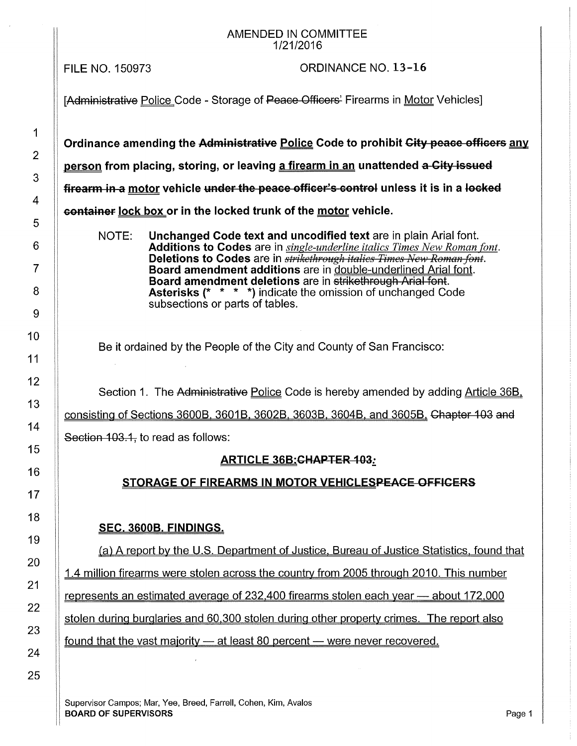AMENDED IN COMMITTEE
1/21/2016

FILE NO. 150973 ORDINANCE NO. 13-16

[~~Administrative~~ Police Code - Storage of ~~Peace Officers'~~ Firearms in Motor Vehicles]

**Ordinance amending the ~~Administrative~~ Police Code to prohibit ~~City peace officers~~ any person from placing, storing, or leaving a firearm in an unattended ~~a City-issued firearm in a~~ motor vehicle ~~under the peace officer's control~~ unless it is in a ~~locked container~~ lock box or in the locked trunk of the motor vehicle.**

NOTE: **Unchanged Code text and uncodified text** are in plain Arial font.
**Additions to Codes** are in *single-underline italics Times New Roman font*.
**Deletions to Codes** are in ~~*strikethrough italics Times New Roman font*~~.
**Board amendment additions** are in double-underlined Arial font.
**Board amendment deletions** are in ~~strikethrough Arial font~~.
**Asterisks (* * * *)** indicate the omission of unchanged Code subsections or parts of tables.

Be it ordained by the People of the City and County of San Francisco:

Section 1. The ~~Administrative~~ Police Code is hereby amended by adding Article 36B, consisting of Sections 3600B, 3601B, 3602B, 3603B, 3604B, and 3605B, ~~Chapter 103 and Section 103.1,~~ to read as follows:

## ARTICLE 36B:~~CHAPTER 103:~~

## STORAGE OF FIREARMS IN MOTOR VEHICLES~~PEACE OFFICERS~~

### SEC. 3600B. FINDINGS.

(a) A report by the U.S. Department of Justice, Bureau of Justice Statistics, found that 1.4 million firearms were stolen across the country from 2005 through 2010. This number represents an estimated average of 232,400 firearms stolen each year — about 172,000 stolen during burglaries and 60,300 stolen during other property crimes. The report also found that the vast majority — at least 80 percent — were never recovered.

Supervisor Campos; Mar, Yee, Breed, Farrell, Cohen, Kim, Avalos
BOARD OF SUPERVISORS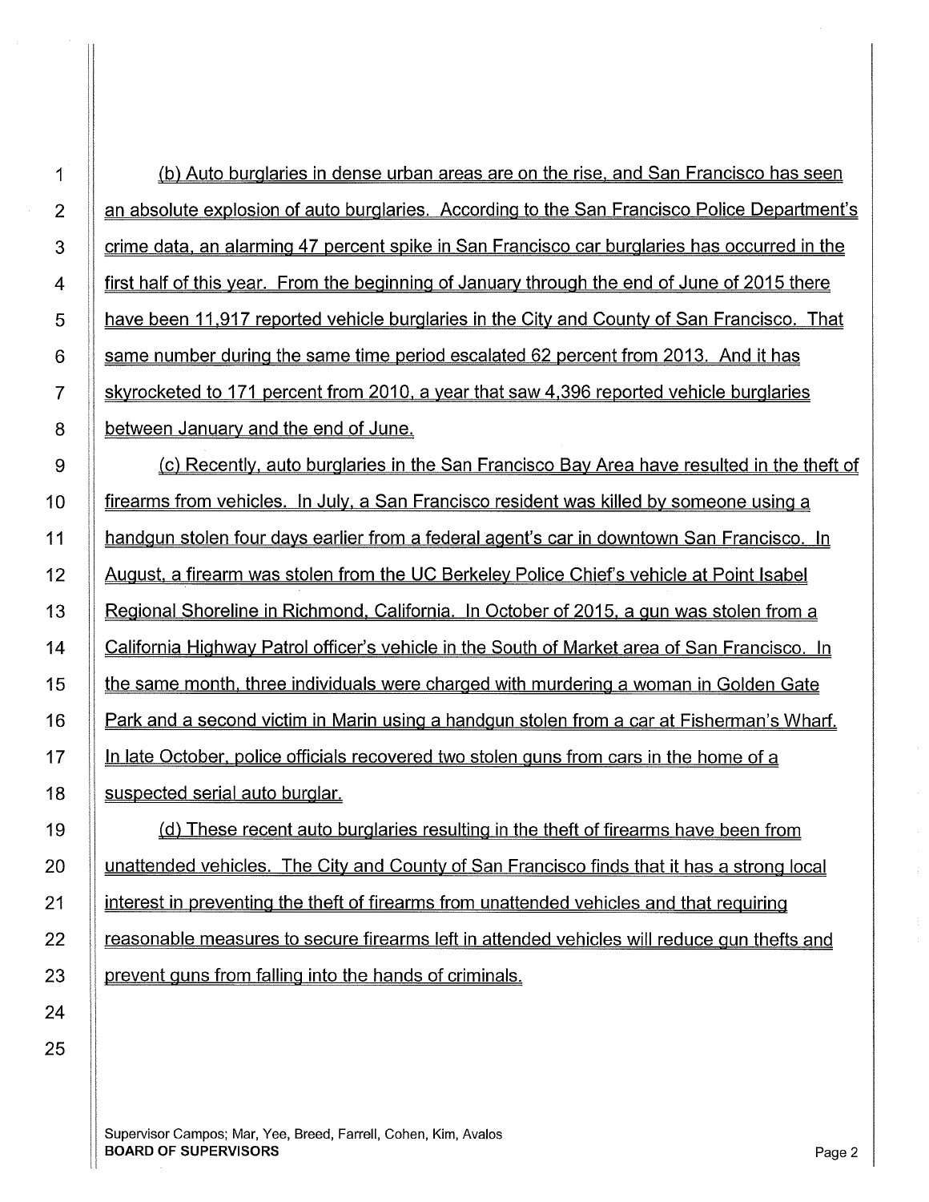(b) Auto burglaries in dense urban areas are on the rise, and San Francisco has seen an absolute explosion of auto burglaries. According to the San Francisco Police Department's crime data, an alarming 47 percent spike in San Francisco car burglaries has occurred in the first half of this year. From the beginning of January through the end of June of 2015 there have been 11,917 reported vehicle burglaries in the City and County of San Francisco. That same number during the same time period escalated 62 percent from 2013. And it has skyrocketed to 171 percent from 2010, a year that saw 4,396 reported vehicle burglaries between January and the end of June.

(c) Recently, auto burglaries in the San Francisco Bay Area have resulted in the theft of firearms from vehicles. In July, a San Francisco resident was killed by someone using a handgun stolen four days earlier from a federal agent's car in downtown San Francisco. In August, a firearm was stolen from the UC Berkeley Police Chief's vehicle at Point Isabel Regional Shoreline in Richmond, California. In October of 2015, a gun was stolen from a California Highway Patrol officer's vehicle in the South of Market area of San Francisco. In the same month, three individuals were charged with murdering a woman in Golden Gate Park and a second victim in Marin using a handgun stolen from a car at Fisherman's Wharf. In late October, police officials recovered two stolen guns from cars in the home of a suspected serial auto burglar.

(d) These recent auto burglaries resulting in the theft of firearms have been from unattended vehicles. The City and County of San Francisco finds that it has a strong local interest in preventing the theft of firearms from unattended vehicles and that requiring reasonable measures to secure firearms left in attended vehicles will reduce gun thefts and prevent guns from falling into the hands of criminals.

Supervisor Campos; Mar, Yee, Breed, Farrell, Cohen, Kim, Avalos
**BOARD OF SUPERVISORS**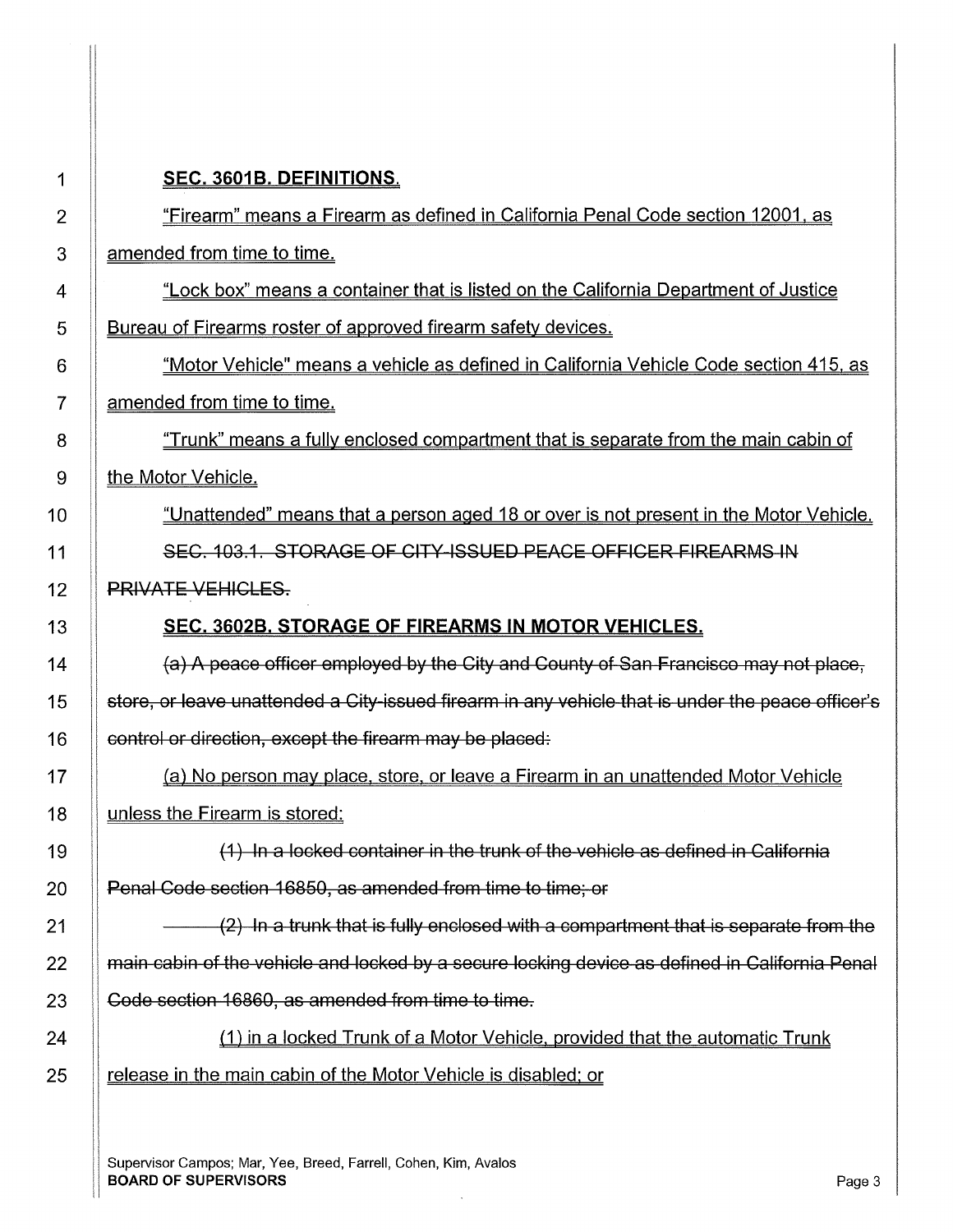**SEC. 3601B. DEFINITIONS.**

"Firearm" means a Firearm as defined in California Penal Code section 12001, as amended from time to time.

"Lock box" means a container that is listed on the California Department of Justice Bureau of Firearms roster of approved firearm safety devices.

"Motor Vehicle" means a vehicle as defined in California Vehicle Code section 415, as amended from time to time.

"Trunk" means a fully enclosed compartment that is separate from the main cabin of the Motor Vehicle.

"Unattended" means that a person aged 18 or over is not present in the Motor Vehicle.

~~SEC. 103.1. STORAGE OF CITY-ISSUED PEACE OFFICER FIREARMS IN PRIVATE VEHICLES.~~

**SEC. 3602B. STORAGE OF FIREARMS IN MOTOR VEHICLES.**

~~(a) A peace officer employed by the City and County of San Francisco may not place, store, or leave unattended a City-issued firearm in any vehicle that is under the peace officer's control or direction, except the firearm may be placed:~~

(a) No person may place, store, or leave a Firearm in an unattended Motor Vehicle unless the Firearm is stored:

~~(1) In a locked container in the trunk of the vehicle as defined in California Penal Code section 16850, as amended from time to time; or~~

~~(2) In a trunk that is fully enclosed with a compartment that is separate from the main cabin of the vehicle and locked by a secure locking device as defined in California Penal Code section 16860, as amended from time to time.~~

(1) in a locked Trunk of a Motor Vehicle, provided that the automatic Trunk release in the main cabin of the Motor Vehicle is disabled; or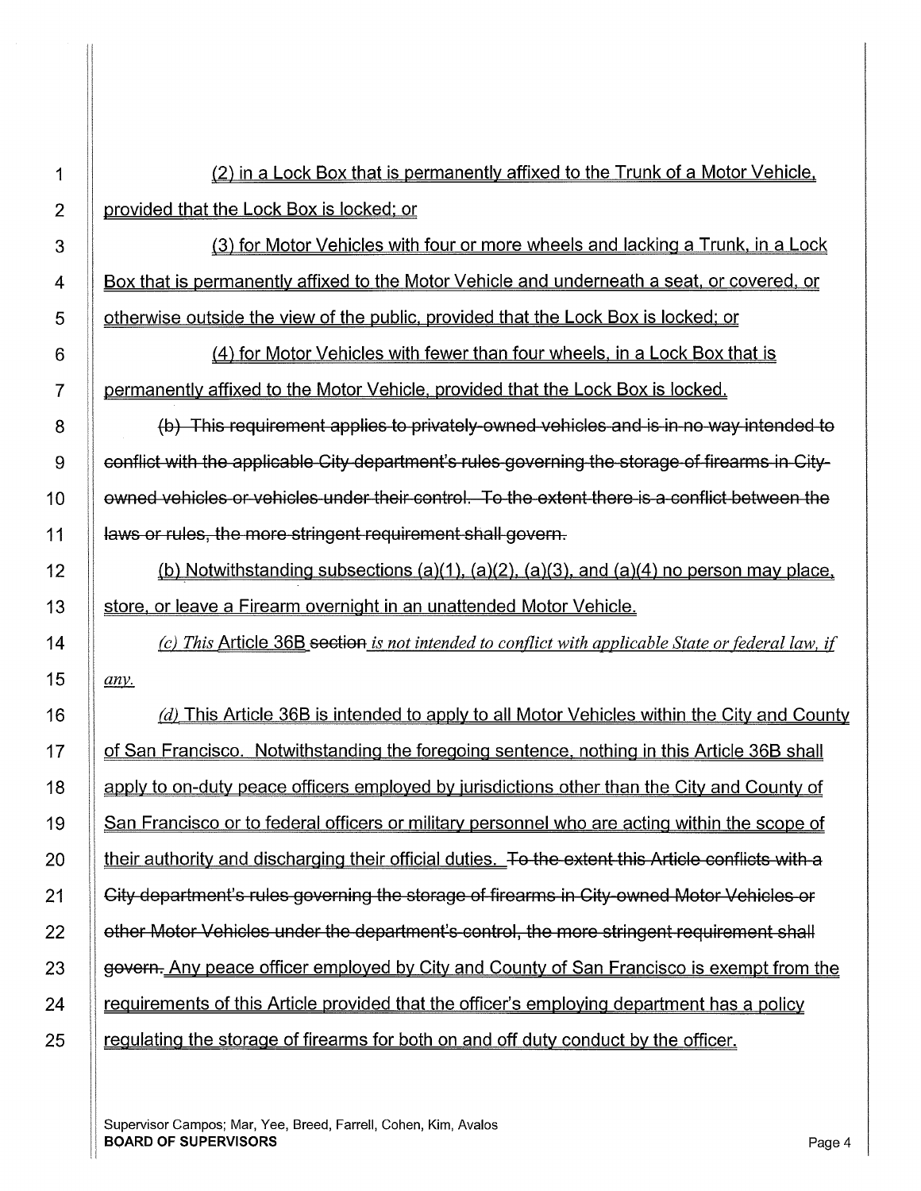(2) in a Lock Box that is permanently affixed to the Trunk of a Motor Vehicle, provided that the Lock Box is locked; or

(3) for Motor Vehicles with four or more wheels and lacking a Trunk, in a Lock Box that is permanently affixed to the Motor Vehicle and underneath a seat, or covered, or otherwise outside the view of the public, provided that the Lock Box is locked; or

(4) for Motor Vehicles with fewer than four wheels, in a Lock Box that is permanently affixed to the Motor Vehicle, provided that the Lock Box is locked.

~~(b) This requirement applies to privately-owned vehicles and is in no way intended to conflict with the applicable City department's rules governing the storage of firearms in City-owned vehicles or vehicles under their control. To the extent there is a conflict between the laws or rules, the more stringent requirement shall govern.~~

(b) Notwithstanding subsections (a)(1), (a)(2), (a)(3), and (a)(4) no person may place, store, or leave a Firearm overnight in an unattended Motor Vehicle.

*(c) This* Article 36B ~~section~~ *is not intended to conflict with applicable State or federal law, if any.*

*(d)* This Article 36B is intended to apply to all Motor Vehicles within the City and County of San Francisco. Notwithstanding the foregoing sentence, nothing in this Article 36B shall apply to on-duty peace officers employed by jurisdictions other than the City and County of San Francisco or to federal officers or military personnel who are acting within the scope of their authority and discharging their official duties. ~~To the extent this Article conflicts with a City department's rules governing the storage of firearms in City-owned Motor Vehicles or other Motor Vehicles under the department's control, the more stringent requirement shall govern.~~ Any peace officer employed by City and County of San Francisco is exempt from the requirements of this Article provided that the officer's employing department has a policy regulating the storage of firearms for both on and off duty conduct by the officer.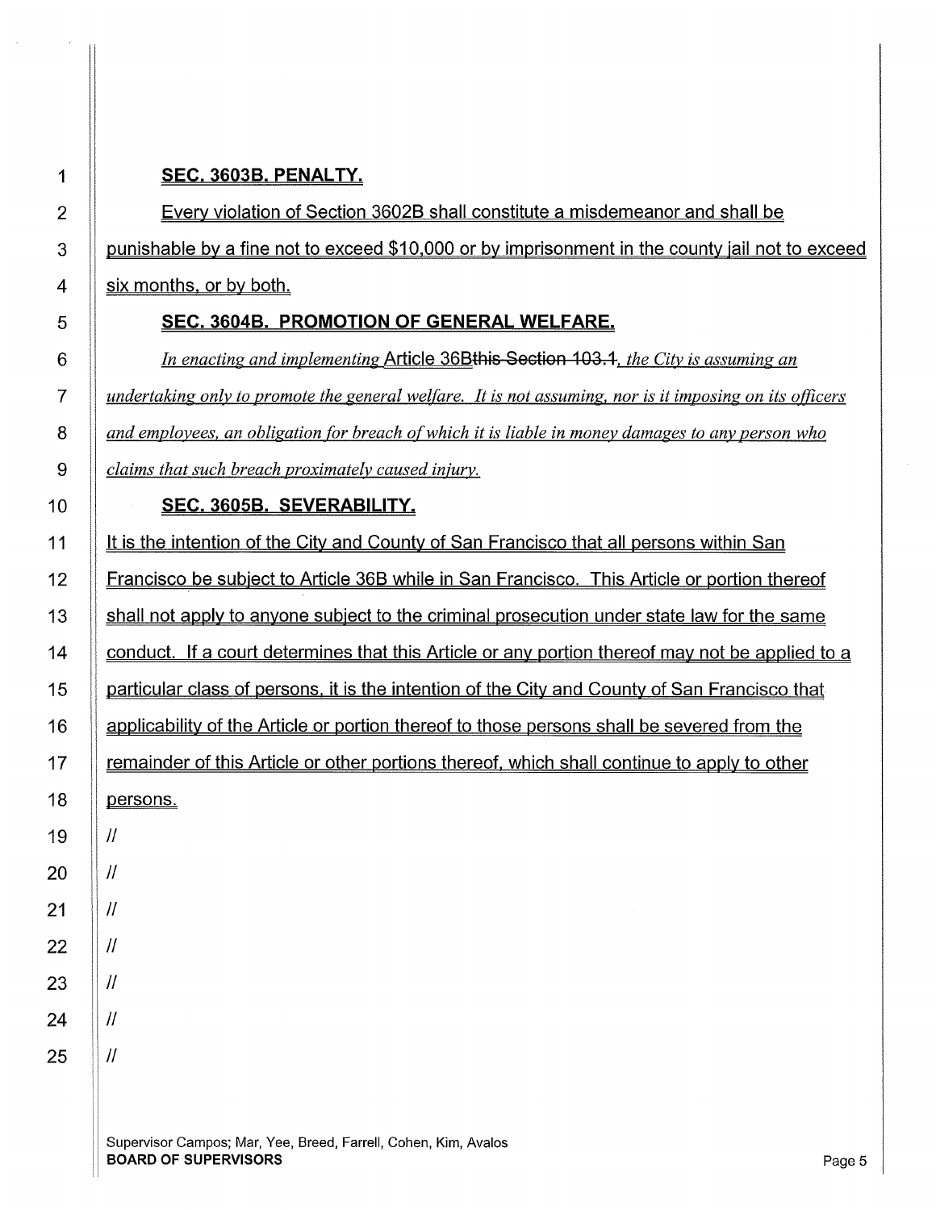**SEC. 3603B. PENALTY.**

Every violation of Section 3602B shall constitute a misdemeanor and shall be punishable by a fine not to exceed $10,000 or by imprisonment in the county jail not to exceed six months, or by both.

**SEC. 3604B. PROMOTION OF GENERAL WELFARE.**

*In enacting and implementing* Article 36B~~this Section 103.1~~, *the City is assuming an undertaking only to promote the general welfare. It is not assuming, nor is it imposing on its officers and employees, an obligation for breach of which it is liable in money damages to any person who claims that such breach proximately caused injury.*

**SEC. 3605B. SEVERABILITY.**

It is the intention of the City and County of San Francisco that all persons within San Francisco be subject to Article 36B while in San Francisco. This Article or portion thereof shall not apply to anyone subject to the criminal prosecution under state law for the same conduct. If a court determines that this Article or any portion thereof may not be applied to a particular class of persons, it is the intention of the City and County of San Francisco that applicability of the Article or portion thereof to those persons shall be severed from the remainder of this Article or other portions thereof, which shall continue to apply to other persons.

//

//

//

//

//

//

//

Supervisor Campos; Mar, Yee, Breed, Farrell, Cohen, Kim, Avalos
**BOARD OF SUPERVISORS**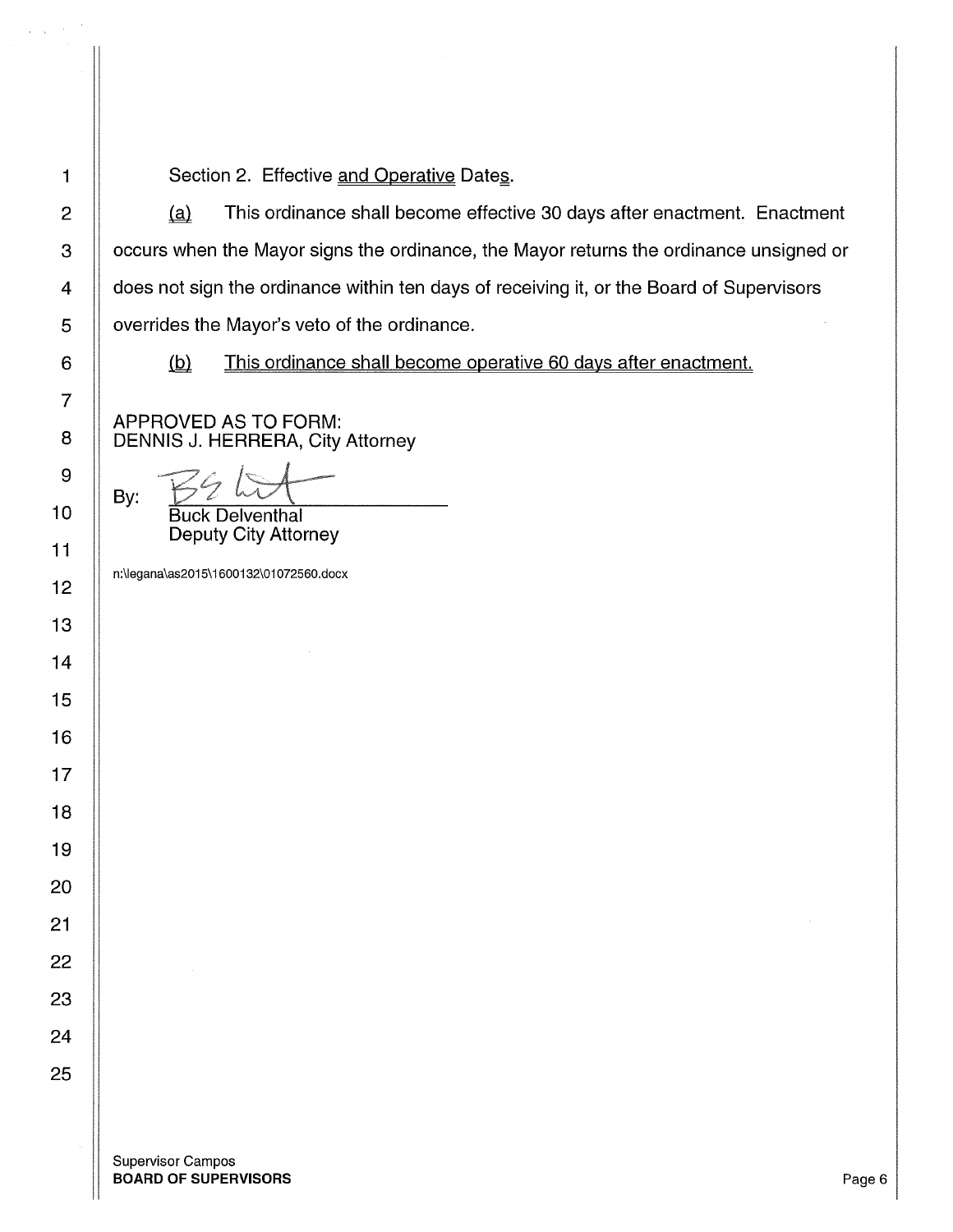Section 2. Effective <u>and Operative</u> Date<u>s</u>.

<u>(a)</u> This ordinance shall become effective 30 days after enactment. Enactment occurs when the Mayor signs the ordinance, the Mayor returns the ordinance unsigned or does not sign the ordinance within ten days of receiving it, or the Board of Supervisors overrides the Mayor's veto of the ordinance.

<u>(b)</u> <u>This ordinance shall become operative 60 days after enactment.</u>

APPROVED AS TO FORM:
DENNIS J. HERRERA, City Attorney

By: ______________________
Buck Delventhal
Deputy City Attorney

n:\legana\as2015\1600132\01072560.docx

Supervisor Campos
**BOARD OF SUPERVISORS**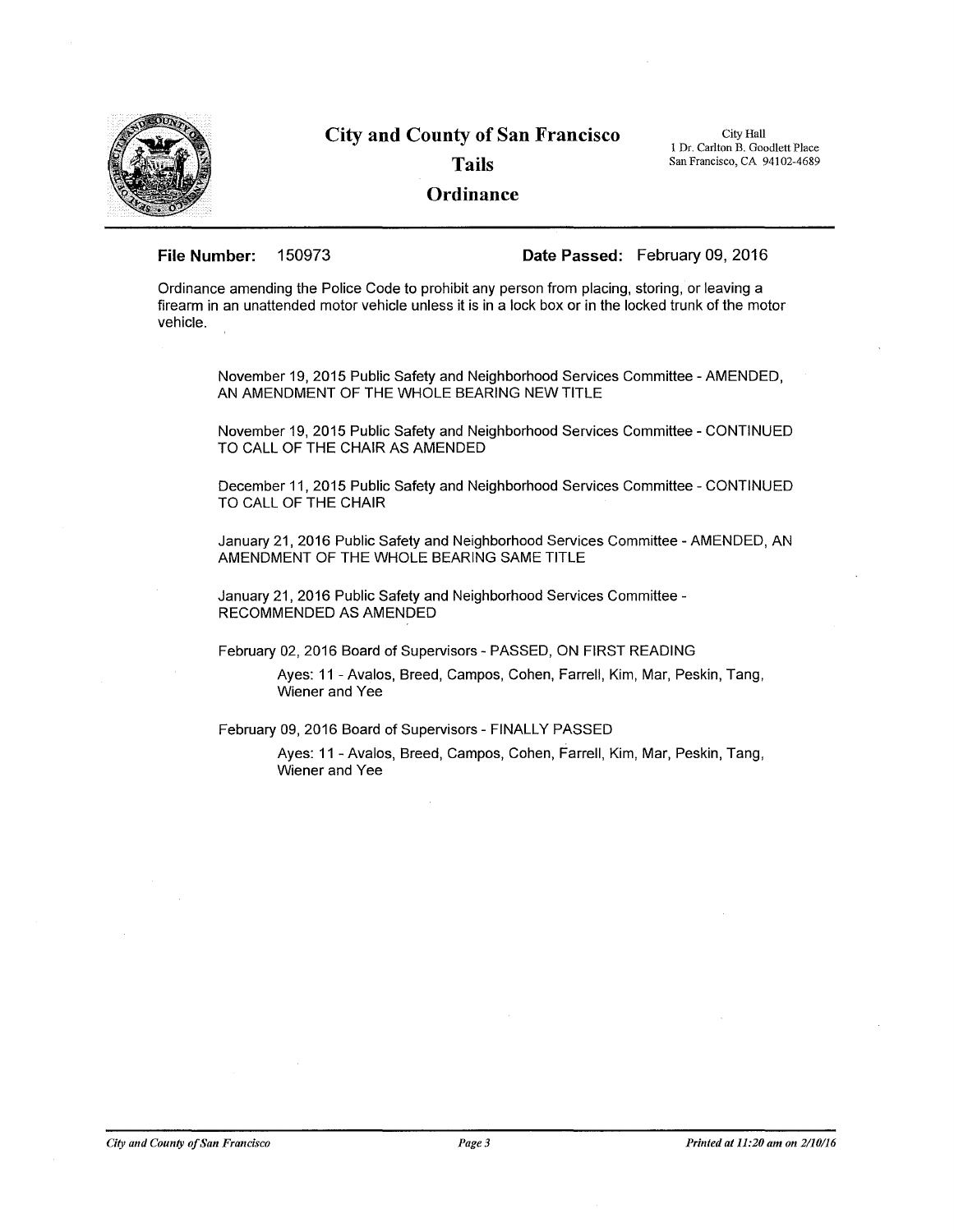# City and County of San Francisco

## Tails

## Ordinance

City Hall
1 Dr. Carlton B. Goodlett Place
San Francisco, CA 94102-4689

**File Number:** 150973 **Date Passed:** February 09, 2016

Ordinance amending the Police Code to prohibit any person from placing, storing, or leaving a firearm in an unattended motor vehicle unless it is in a lock box or in the locked trunk of the motor vehicle.

November 19, 2015 Public Safety and Neighborhood Services Committee - AMENDED, AN AMENDMENT OF THE WHOLE BEARING NEW TITLE

November 19, 2015 Public Safety and Neighborhood Services Committee - CONTINUED TO CALL OF THE CHAIR AS AMENDED

December 11, 2015 Public Safety and Neighborhood Services Committee - CONTINUED TO CALL OF THE CHAIR

January 21, 2016 Public Safety and Neighborhood Services Committee - AMENDED, AN AMENDMENT OF THE WHOLE BEARING SAME TITLE

January 21, 2016 Public Safety and Neighborhood Services Committee - RECOMMENDED AS AMENDED

February 02, 2016 Board of Supervisors - PASSED, ON FIRST READING

> Ayes: 11 - Avalos, Breed, Campos, Cohen, Farrell, Kim, Mar, Peskin, Tang, Wiener and Yee

February 09, 2016 Board of Supervisors - FINALLY PASSED

> Ayes: 11 - Avalos, Breed, Campos, Cohen, Farrell, Kim, Mar, Peskin, Tang, Wiener and Yee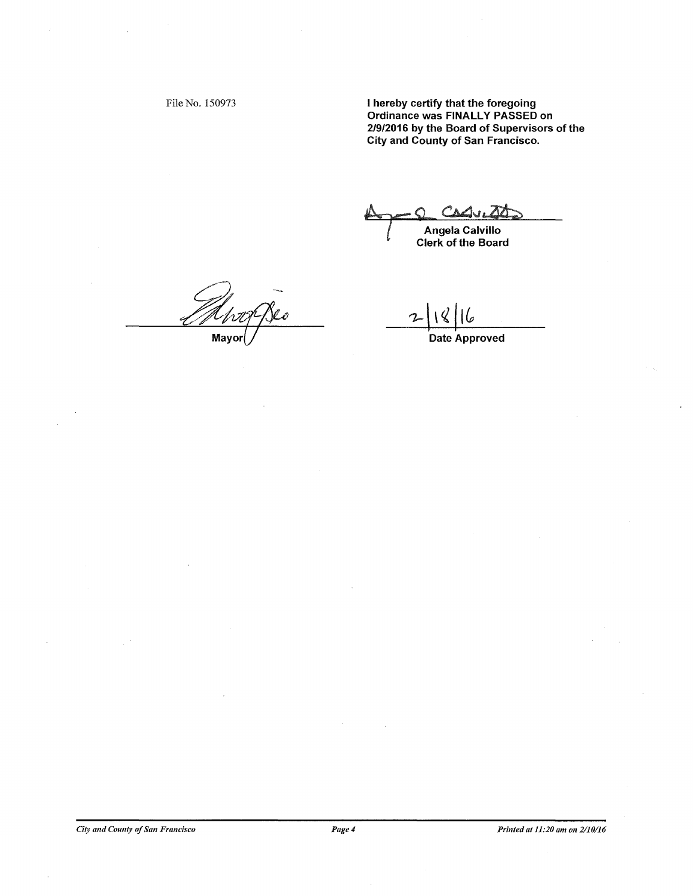File No. 150973

**I hereby certify that the foregoing Ordinance was FINALLY PASSED on 2/9/2016 by the Board of Supervisors of the City and County of San Francisco.**

**Angela Calvillo**
**Clerk of the Board**

**Mayor**

2/18/16
**Date Approved**